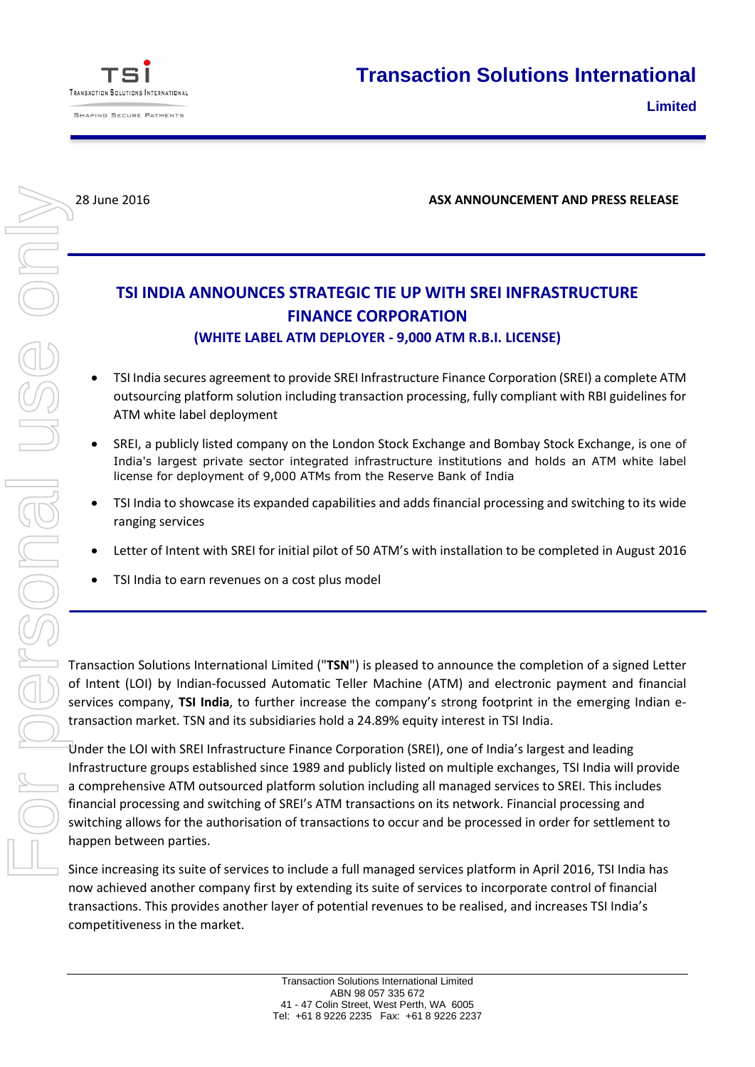# Transaction Solutions International Limited

28 June 2016

**ASX ANNOUNCEMENT AND PRESS RELEASE**

## TSI INDIA ANNOUNCES STRATEGIC TIE UP WITH SREI INFRASTRUCTURE FINANCE CORPORATION

### (WHITE LABEL ATM DEPLOYER - 9,000 ATM R.B.I. LICENSE)

- TSI India secures agreement to provide SREI Infrastructure Finance Corporation (SREI) a complete ATM outsourcing platform solution including transaction processing, fully compliant with RBI guidelines for ATM white label deployment
- SREI, a publicly listed company on the London Stock Exchange and Bombay Stock Exchange, is one of India's largest private sector integrated infrastructure institutions and holds an ATM white label license for deployment of 9,000 ATMs from the Reserve Bank of India
- TSI India to showcase its expanded capabilities and adds financial processing and switching to its wide ranging services
- Letter of Intent with SREI for initial pilot of 50 ATM's with installation to be completed in August 2016
- TSI India to earn revenues on a cost plus model

Transaction Solutions International Limited ("**TSN**") is pleased to announce the completion of a signed Letter of Intent (LOI) by Indian-focussed Automatic Teller Machine (ATM) and electronic payment and financial services company, **TSI India**, to further increase the company's strong footprint in the emerging Indian e-transaction market. TSN and its subsidiaries hold a 24.89% equity interest in TSI India.

Under the LOI with SREI Infrastructure Finance Corporation (SREI), one of India's largest and leading Infrastructure groups established since 1989 and publicly listed on multiple exchanges, TSI India will provide a comprehensive ATM outsourced platform solution including all managed services to SREI. This includes financial processing and switching of SREI's ATM transactions on its network. Financial processing and switching allows for the authorisation of transactions to occur and be processed in order for settlement to happen between parties.

Since increasing its suite of services to include a full managed services platform in April 2016, TSI India has now achieved another company first by extending its suite of services to incorporate control of financial transactions. This provides another layer of potential revenues to be realised, and increases TSI India's competitiveness in the market.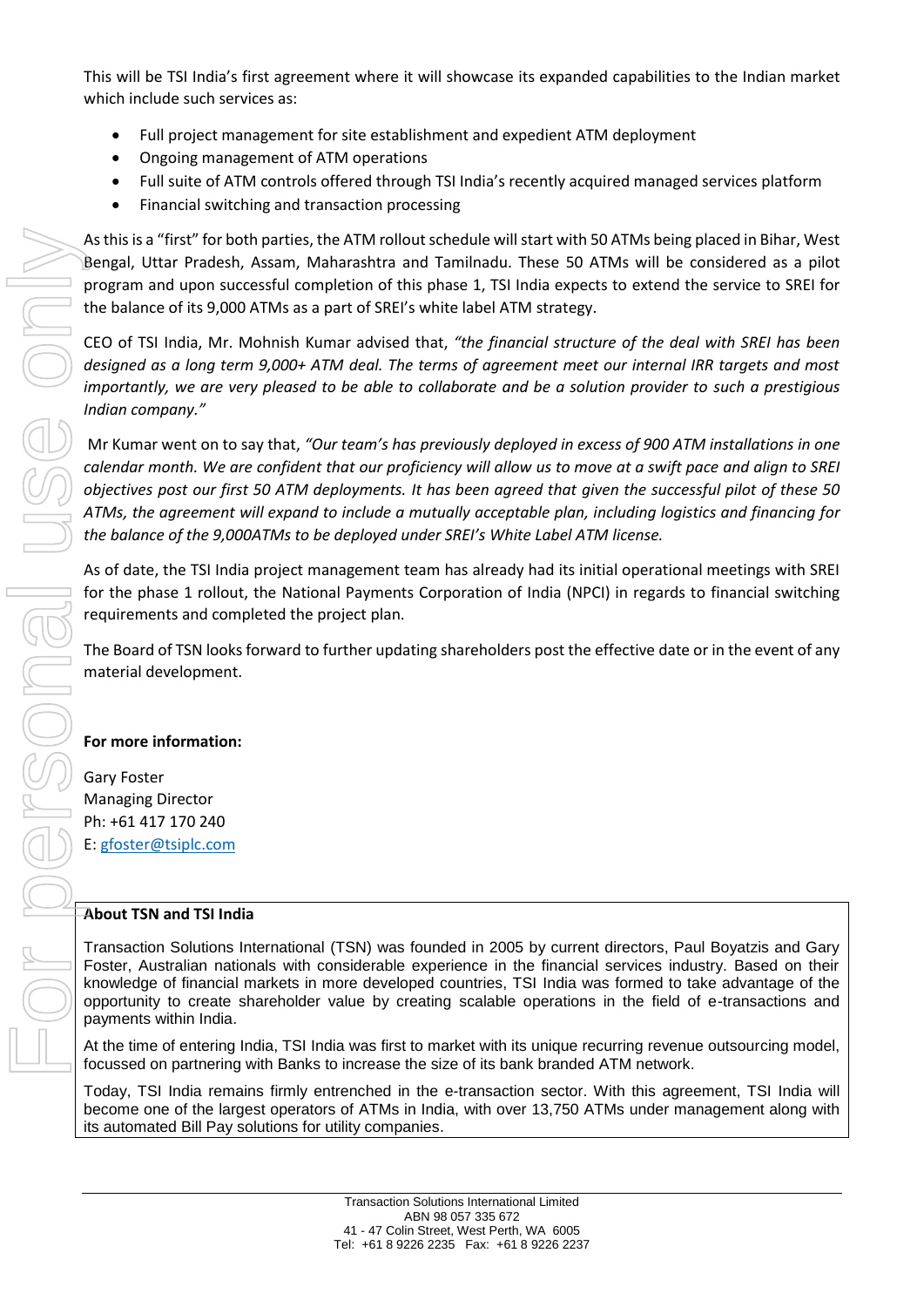This will be TSI India's first agreement where it will showcase its expanded capabilities to the Indian market which include such services as:

- Full project management for site establishment and expedient ATM deployment
- Ongoing management of ATM operations
- Full suite of ATM controls offered through TSI India's recently acquired managed services platform
- Financial switching and transaction processing

As this is a "first" for both parties, the ATM rollout schedule will start with 50 ATMs being placed in Bihar, West Bengal, Uttar Pradesh, Assam, Maharashtra and Tamilnadu. These 50 ATMs will be considered as a pilot program and upon successful completion of this phase 1, TSI India expects to extend the service to SREI for the balance of its 9,000 ATMs as a part of SREI's white label ATM strategy.

CEO of TSI India, Mr. Mohnish Kumar advised that, *"the financial structure of the deal with SREI has been designed as a long term 9,000+ ATM deal. The terms of agreement meet our internal IRR targets and most importantly, we are very pleased to be able to collaborate and be a solution provider to such a prestigious Indian company."*

Mr Kumar went on to say that, *"Our team's has previously deployed in excess of 900 ATM installations in one calendar month. We are confident that our proficiency will allow us to move at a swift pace and align to SREI objectives post our first 50 ATM deployments. It has been agreed that given the successful pilot of these 50 ATMs, the agreement will expand to include a mutually acceptable plan, including logistics and financing for the balance of the 9,000ATMs to be deployed under SREI's White Label ATM license.*

As of date, the TSI India project management team has already had its initial operational meetings with SREI for the phase 1 rollout, the National Payments Corporation of India (NPCI) in regards to financial switching requirements and completed the project plan.

The Board of TSN looks forward to further updating shareholders post the effective date or in the event of any material development.

**For more information:**

Gary Foster
Managing Director
Ph: +61 417 170 240
E: gfoster@tsiplc.com

**About TSN and TSI India**

Transaction Solutions International (TSN) was founded in 2005 by current directors, Paul Boyatzis and Gary Foster, Australian nationals with considerable experience in the financial services industry. Based on their knowledge of financial markets in more developed countries, TSI India was formed to take advantage of the opportunity to create shareholder value by creating scalable operations in the field of e-transactions and payments within India.

At the time of entering India, TSI India was first to market with its unique recurring revenue outsourcing model, focussed on partnering with Banks to increase the size of its bank branded ATM network.

Today, TSI India remains firmly entrenched in the e-transaction sector. With this agreement, TSI India will become one of the largest operators of ATMs in India, with over 13,750 ATMs under management along with its automated Bill Pay solutions for utility companies.

Transaction Solutions International Limited
ABN 98 057 335 672
41 - 47 Colin Street, West Perth, WA 6005
Tel: +61 8 9226 2235 Fax: +61 8 9226 2237